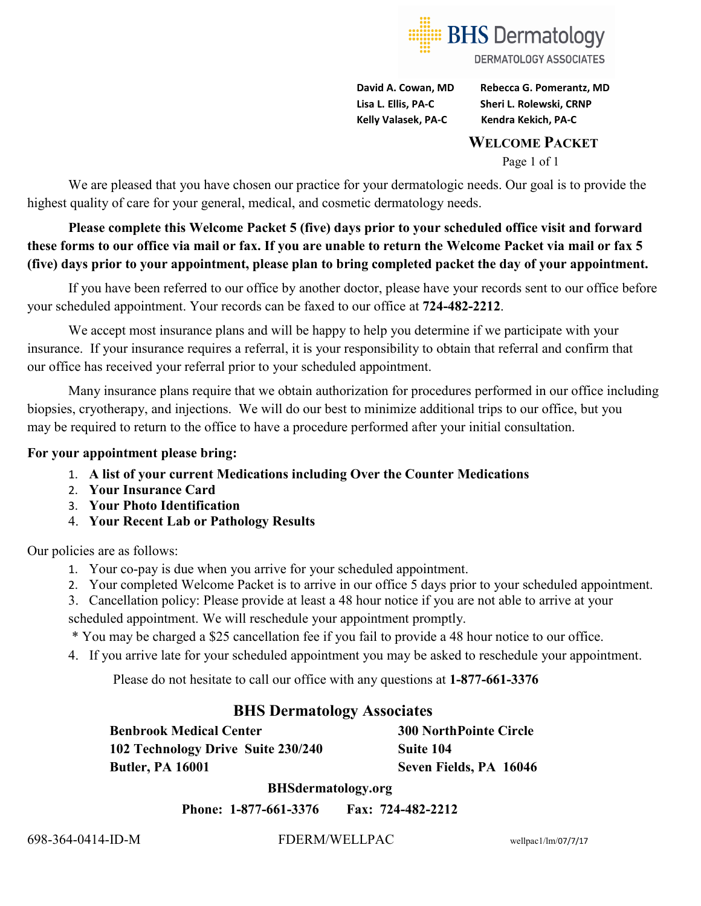**BHS Dermatology**
DERMATOLOGY ASSOCIATES

**David A. Cowan, MD** **Rebecca G. Pomerantz, MD**
**Lisa L. Ellis, PA-C** **Sheri L. Rolewski, CRNP**
**Kelly Valasek, PA-C** **Kendra Kekich, PA-C**

## WELCOME PACKET

Page 1 of 1

We are pleased that you have chosen our practice for your dermatologic needs. Our goal is to provide the highest quality of care for your general, medical, and cosmetic dermatology needs.

**Please complete this Welcome Packet 5 (five) days prior to your scheduled office visit and forward these forms to our office via mail or fax. If you are unable to return the Welcome Packet via mail or fax 5 (five) days prior to your appointment, please plan to bring completed packet the day of your appointment.**

If you have been referred to our office by another doctor, please have your records sent to our office before your scheduled appointment. Your records can be faxed to our office at **724-482-2212**.

We accept most insurance plans and will be happy to help you determine if we participate with your insurance. If your insurance requires a referral, it is your responsibility to obtain that referral and confirm that our office has received your referral prior to your scheduled appointment.

Many insurance plans require that we obtain authorization for procedures performed in our office including biopsies, cryotherapy, and injections. We will do our best to minimize additional trips to our office, but you may be required to return to the office to have a procedure performed after your initial consultation.

**For your appointment please bring:**

1. **A list of your current Medications including Over the Counter Medications**
2. **Your Insurance Card**
3. **Your Photo Identification**
4. **Your Recent Lab or Pathology Results**

Our policies are as follows:

1. Your co-pay is due when you arrive for your scheduled appointment.
2. Your completed Welcome Packet is to arrive in our office 5 days prior to your scheduled appointment.
3. Cancellation policy: Please provide at least a 48 hour notice if you are not able to arrive at your scheduled appointment. We will reschedule your appointment promptly.
   * You may be charged a $25 cancellation fee if you fail to provide a 48 hour notice to our office.
4. If you arrive late for your scheduled appointment you may be asked to reschedule your appointment.

Please do not hesitate to call our office with any questions at **1-877-661-3376**

## BHS Dermatology Associates

**Benbrook Medical Center**
**102 Technology Drive Suite 230/240**
**Butler, PA 16001**

**300 NorthPointe Circle**
**Suite 104**
**Seven Fields, PA 16046**

**BHSdermatology.org**

**Phone: 1-877-661-3376** **Fax: 724-482-2212**

698-364-0414-ID-M FDERM/WELLPAC wellpac1/lm/07/7/17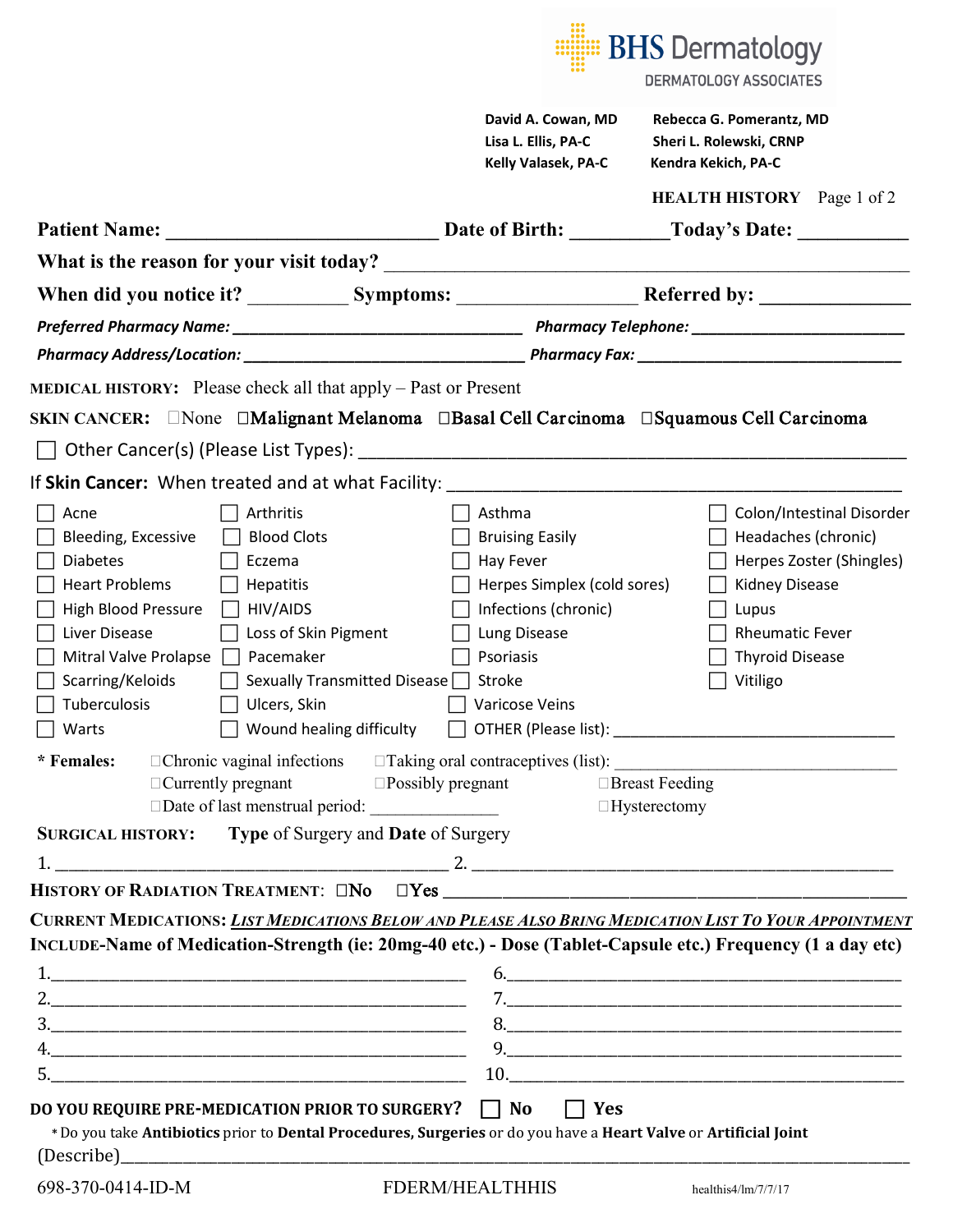BHS Dermatology
DERMATOLOGY ASSOCIATES

**David A. Cowan, MD** | **Rebecca G. Pomerantz, MD**
**Lisa L. Ellis, PA-C** | **Sheri L. Rolewski, CRNP**
**Kelly Valasek, PA-C** | **Kendra Kekich, PA-C**

**HEALTH HISTORY**

**Patient Name:** ____________________________ **Date of Birth:** __________ **Today's Date:** ___________

**What is the reason for your visit today?** ______________________________________________________

**When did you notice it?** __________ **Symptoms:** _________________ **Referred by:** _______________

***Preferred Pharmacy Name:*** ________________________________ ***Pharmacy Telephone:*** ________________________

***Pharmacy Address/Location:*** ______________________________ ***Pharmacy Fax:*** ____________________________

**MEDICAL HISTORY:** Please check all that apply – Past or Present

**SKIN CANCER:** ☐None ☐**Malignant Melanoma** ☐**Basal Cell Carcinoma** ☐**Squamous Cell Carcinoma**

☐ Other Cancer(s) (Please List Types): ____________________________________________________

If **Skin Cancer:** When treated and at what Facility: _____________________________________________

| | | | |
|---|---|---|---|
| ☐ Acne | ☐ Arthritis | ☐ Asthma | ☐ Colon/Intestinal Disorder |
| ☐ Bleeding, Excessive | ☐ Blood Clots | ☐ Bruising Easily | ☐ Headaches (chronic) |
| ☐ Diabetes | ☐ Eczema | ☐ Hay Fever | ☐ Herpes Zoster (Shingles) |
| ☐ Heart Problems | ☐ Hepatitis | ☐ Herpes Simplex (cold sores) | ☐ Kidney Disease |
| ☐ High Blood Pressure | ☐ HIV/AIDS | ☐ Infections (chronic) | ☐ Lupus |
| ☐ Liver Disease | ☐ Loss of Skin Pigment | ☐ Lung Disease | ☐ Rheumatic Fever |
| ☐ Mitral Valve Prolapse | ☐ Pacemaker | ☐ Psoriasis | ☐ Thyroid Disease |
| ☐ Scarring/Keloids | ☐ Sexually Transmitted Disease | ☐ Stroke | ☐ Vitiligo |
| ☐ Tuberculosis | ☐ Ulcers, Skin | ☐ Varicose Veins | |
| ☐ Warts | ☐ Wound healing difficulty | ☐ OTHER (Please list): ______________ | |

**\* Females:** ☐Chronic vaginal infections ☐Taking oral contraceptives (list): ______________________
☐Currently pregnant ☐Possibly pregnant ☐Breast Feeding
☐Date of last menstrual period: ______________ ☐Hysterectomy

**SURGICAL HISTORY:** **Type** of Surgery and **Date** of Surgery

1. ____________________________________ 2. ____________________________________

**HISTORY OF RADIATION TREATMENT:** ☐**No** ☐**Yes** ____________________________________________

**CURRENT MEDICATIONS:** ***LIST MEDICATIONS BELOW AND PLEASE ALSO BRING MEDICATION LIST TO YOUR APPOINTMENT***
**INCLUDE-Name of Medication-Strength (ie: 20mg-40 etc.) - Dose (Tablet-Capsule etc.) Frequency (1 a day etc)**

1.____________________________________ 6.____________________________________
2.____________________________________ 7.____________________________________
3.____________________________________ 8.____________________________________
4.____________________________________ 9.____________________________________
5.____________________________________ 10.___________________________________

**DO YOU REQUIRE PRE-MEDICATION PRIOR TO SURGERY?** ☐ **No** ☐ **Yes**

\* Do you take **Antibiotics** prior to **Dental Procedures, Surgeries** or do you have a **Heart Valve** or **Artificial Joint**
(Describe)________________________________________________________________________________

698-370-0414-ID-M FDERM/HEALTHHIS healthis4/lm/7/7/17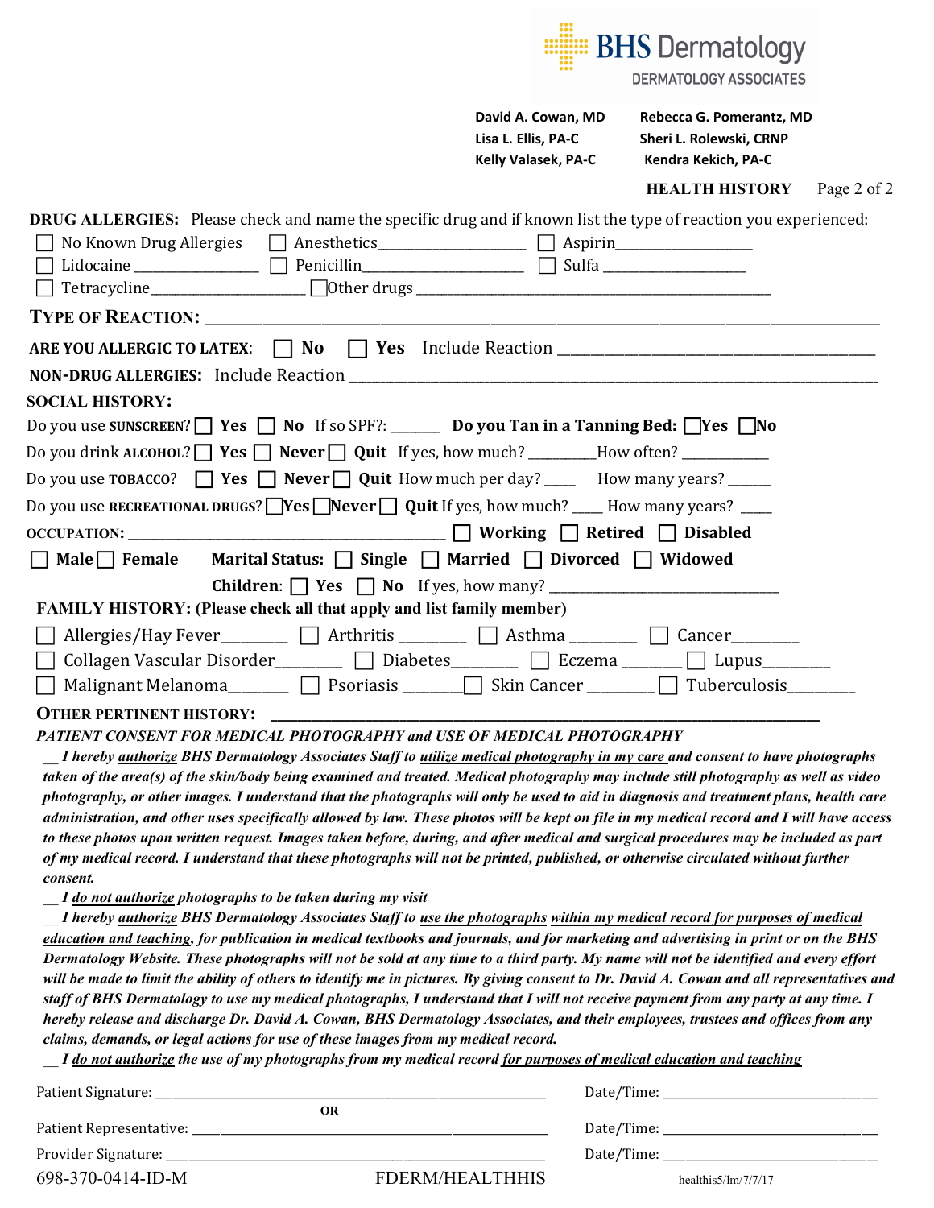BHS Dermatology
DERMATOLOGY ASSOCIATES

David A. Cowan, MD
Lisa L. Ellis, PA-C
Kelly Valasek, PA-C

Rebecca G. Pomerantz, MD
Sheri L. Rolewski, CRNP
Kendra Kekich, PA-C

**HEALTH HISTORY** Page 2 of 2

**DRUG ALLERGIES:** Please check and name the specific drug and if known list the type of reaction you experienced:

☐ No Known Drug Allergies ☐ Anesthetics__________________ ☐ Aspirin________________
☐ Lidocaine _______________ ☐ Penicillin___________________ ☐ Sulfa _________________
☐ Tetracycline__________________ ☐ Other drugs ___________________________________________

**TYPE OF REACTION:** ______________________________________________________________________

**ARE YOU ALLERGIC TO LATEX:** ☐ **No** ☐ **Yes** Include Reaction _______________________________________

**NON-DRUG ALLERGIES:** Include Reaction __________________________________________________________

**SOCIAL HISTORY:**

Do you use **SUNSCREEN**? ☐ **Yes** ☐ **No** If so SPF?: ______ **Do you Tan in a Tanning Bed:** ☐ **Yes** ☐ **No**

Do you drink **ALCOHOL**? ☐ **Yes** ☐ **Never** ☐ **Quit** If yes, how much? ________ How often? ___________

Do you use **TOBACCO**? ☐ **Yes** ☐ **Never** ☐ **Quit** How much per day? ____ How many years? _____

Do you use **RECREATIONAL DRUGS**? ☐ **Yes** ☐ **Never** ☐ **Quit** If yes, how much? ____ How many years? ____

**OCCUPATION:** _________________________________________ ☐ **Working** ☐ **Retired** ☐ **Disabled**

☐ **Male** ☐ **Female** **Marital Status:** ☐ **Single** ☐ **Married** ☐ **Divorced** ☐ **Widowed**

**Children:** ☐ **Yes** ☐ **No** If yes, how many? ______________________________

**FAMILY HISTORY: (Please check all that apply and list family member)**

☐ Allergies/Hay Fever________ ☐ Arthritis ________ ☐ Asthma ________ ☐ Cancer________
☐ Collagen Vascular Disorder________ ☐ Diabetes________ ☐ Eczema _______ ☐ Lupus________
☐ Malignant Melanoma_______ ☐ Psoriasis _______ ☐ Skin Cancer ________ ☐ Tuberculosis________

**OTHER PERTINENT HISTORY:** ______________________________________________________________

***PATIENT CONSENT FOR MEDICAL PHOTOGRAPHY and USE OF MEDICAL PHOTOGRAPHY***

***__ I hereby authorize BHS Dermatology Associates Staff to utilize medical photography in my care and consent to have photographs taken of the area(s) of the skin/body being examined and treated. Medical photography may include still photography as well as video photography, or other images. I understand that the photographs will only be used to aid in diagnosis and treatment plans, health care administration, and other uses specifically allowed by law. These photos will be kept on file in my medical record and I will have access to these photos upon written request. Images taken before, during, and after medical and surgical procedures may be included as part of my medical record. I understand that these photographs will not be printed, published, or otherwise circulated without further consent.***

***__ I do not authorize photographs to be taken during my visit***

***__ I hereby authorize BHS Dermatology Associates Staff to use the photographs within my medical record for purposes of medical education and teaching, for publication in medical textbooks and journals, and for marketing and advertising in print or on the BHS Dermatology Website. These photographs will not be sold at any time to a third party. My name will not be identified and every effort will be made to limit the ability of others to identify me in pictures. By giving consent to Dr. David A. Cowan and all representatives and staff of BHS Dermatology to use my medical photographs, I understand that I will not receive payment from any party at any time. I hereby release and discharge Dr. David A. Cowan, BHS Dermatology Associates, and their employees, trustees and offices from any claims, demands, or legal actions for use of these images from my medical record.***

***__ I do not authorize the use of my photographs from my medical record for purposes of medical education and teaching***

Patient Signature: ________________________________________ Date/Time: ______________________

**OR**

Patient Representative: ____________________________________ Date/Time: ______________________

Provider Signature: _______________________________________ Date/Time: ______________________

698-370-0414-ID-M FDERM/HEALTHHIS healthis5/lm/7/7/17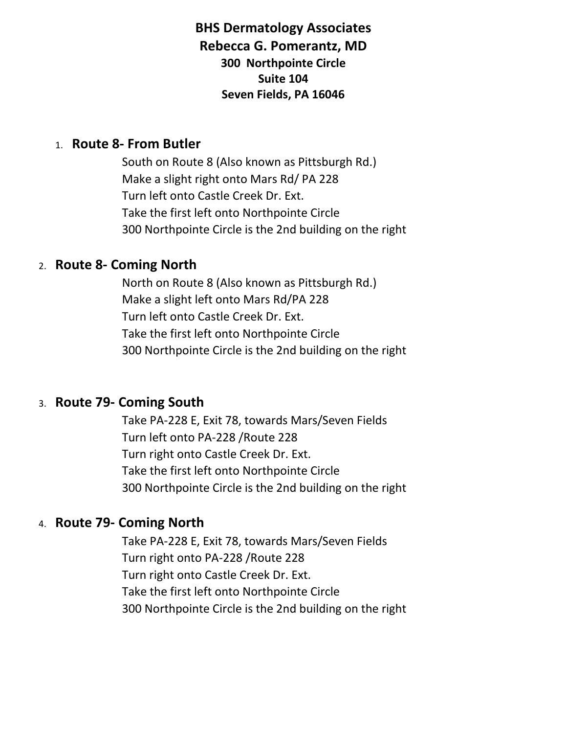**BHS Dermatology Associates**
**Rebecca G. Pomerantz, MD**
**300 Northpointe Circle**
**Suite 104**
**Seven Fields, PA 16046**

1. **Route 8- From Butler**

   South on Route 8 (Also known as Pittsburgh Rd.)
   Make a slight right onto Mars Rd/ PA 228
   Turn left onto Castle Creek Dr. Ext.
   Take the first left onto Northpointe Circle
   300 Northpointe Circle is the 2nd building on the right

2. **Route 8- Coming North**

   North on Route 8 (Also known as Pittsburgh Rd.)
   Make a slight left onto Mars Rd/PA 228
   Turn left onto Castle Creek Dr. Ext.
   Take the first left onto Northpointe Circle
   300 Northpointe Circle is the 2nd building on the right

3. **Route 79- Coming South**

   Take PA-228 E, Exit 78, towards Mars/Seven Fields
   Turn left onto PA-228 /Route 228
   Turn right onto Castle Creek Dr. Ext.
   Take the first left onto Northpointe Circle
   300 Northpointe Circle is the 2nd building on the right

4. **Route 79- Coming North**

   Take PA-228 E, Exit 78, towards Mars/Seven Fields
   Turn right onto PA-228 /Route 228
   Turn right onto Castle Creek Dr. Ext.
   Take the first left onto Northpointe Circle
   300 Northpointe Circle is the 2nd building on the right